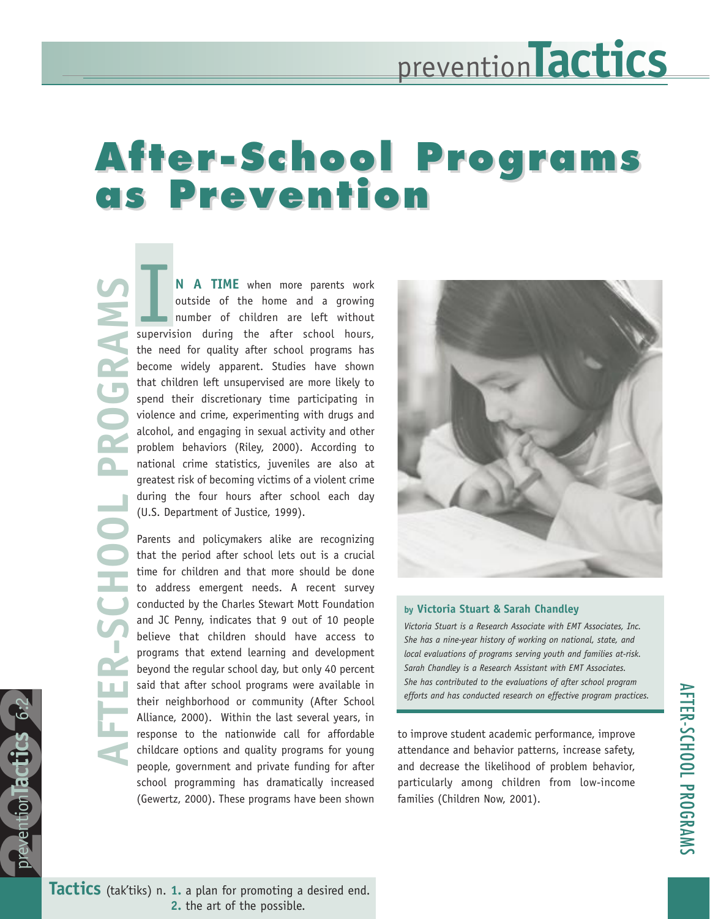# After-School Programs as Prevention

IN A TIME when more parents work outside of the home and a growing number of children are left without supervision during the after school hours, the need for quality after school programs has become widely apparent. Studies have shown that children left unsupervised are more likely to spend their discretionary time participating in violence and crime, experimenting with drugs and alcohol, and engaging in sexual activity and other problem behaviors (Riley, 2000). According to national crime statistics, juveniles are also at greatest risk of becoming victims of a violent crime during the four hours after school each day (U.S. Department of Justice, 1999).

Parents and policymakers alike are recognizing that the period after school lets out is a crucial time for children and that more should be done to address emergent needs. A recent survey conducted by the Charles Stewart Mott Foundation and JC Penny, indicates that 9 out of 10 people believe that children should have access to programs that extend learning and development beyond the regular school day, but only 40 percent said that after school programs were available in their neighborhood or community (After School Alliance, 2000). Within the last several years, in response to the nationwide call for affordable childcare options and quality programs for young people, government and private funding for after school programming has dramatically increased (Gewertz, 2000). These programs have been shown to improve student academic performance, improve attendance and behavior patterns, increase safety, and decrease the likelihood of problem behavior, particularly among children from low-income families (Children Now, 2001).

**by Victoria Stuart & Sarah Chandley**

*Victoria Stuart is a Research Associate with EMT Associates, Inc. She has a nine-year history of working on national, state, and local evaluations of programs serving youth and families at-risk. Sarah Chandley is a Research Assistant with EMT Associates. She has contributed to the evaluations of after school program efforts and has conducted research on effective program practices.*

**Tactics** (tak'tiks) n. **1.** a plan for promoting a desired end. **2.** the art of the possible.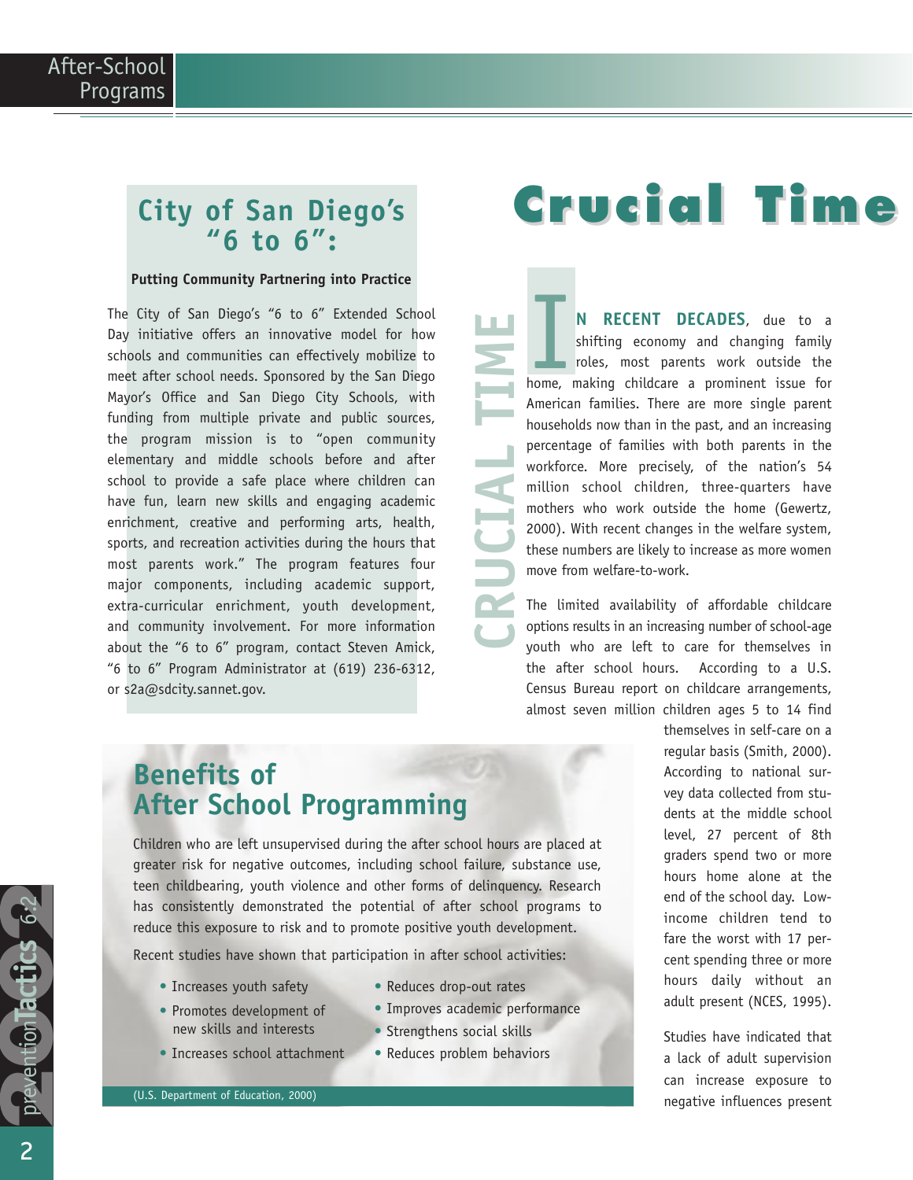# Crucial Time

IN RECENT DECADES, due to a shifting economy and changing family roles, most parents work outside the home, making childcare a prominent issue for American families. There are more single parent households now than in the past, and an increasing percentage of families with both parents in the workforce. More precisely, of the nation's 54 million school children, three-quarters have mothers who work outside the home (Gewertz, 2000). With recent changes in the welfare system, these numbers are likely to increase as more women move from welfare-to-work.

The limited availability of affordable childcare options results in an increasing number of school-age youth who are left to care for themselves in the after school hours. According to a U.S. Census Bureau report on childcare arrangements, almost seven million children ages 5 to 14 find themselves in self-care on a regular basis (Smith, 2000). According to national survey data collected from students at the middle school level, 27 percent of 8th graders spend two or more hours home alone at the end of the school day. Low-income children tend to fare the worst with 17 percent spending three or more hours daily without an adult present (NCES, 1995).

Studies have indicated that a lack of adult supervision can increase exposure to negative influences present

## City of San Diego's "6 to 6":

**Putting Community Partnering into Practice**

The City of San Diego's "6 to 6" Extended School Day initiative offers an innovative model for how schools and communities can effectively mobilize to meet after school needs. Sponsored by the San Diego Mayor's Office and San Diego City Schools, with funding from multiple private and public sources, the program mission is to "open community elementary and middle schools before and after school to provide a safe place where children can have fun, learn new skills and engaging academic enrichment, creative and performing arts, health, sports, and recreation activities during the hours that most parents work." The program features four major components, including academic support, extra-curricular enrichment, youth development, and community involvement. For more information about the "6 to 6" program, contact Steven Amick, "6 to 6" Program Administrator at (619) 236-6312, or s2a@sdcity.sannet.gov.

## Benefits of After School Programming

Children who are left unsupervised during the after school hours are placed at greater risk for negative outcomes, including school failure, substance use, teen childbearing, youth violence and other forms of delinquency. Research has consistently demonstrated the potential of after school programs to reduce this exposure to risk and to promote positive youth development.

Recent studies have shown that participation in after school activities:

- Increases youth safety
- Promotes development of new skills and interests
- Increases school attachment
- Reduces drop-out rates
- Improves academic performance
- Strengthens social skills
- Reduces problem behaviors

(U.S. Department of Education, 2000)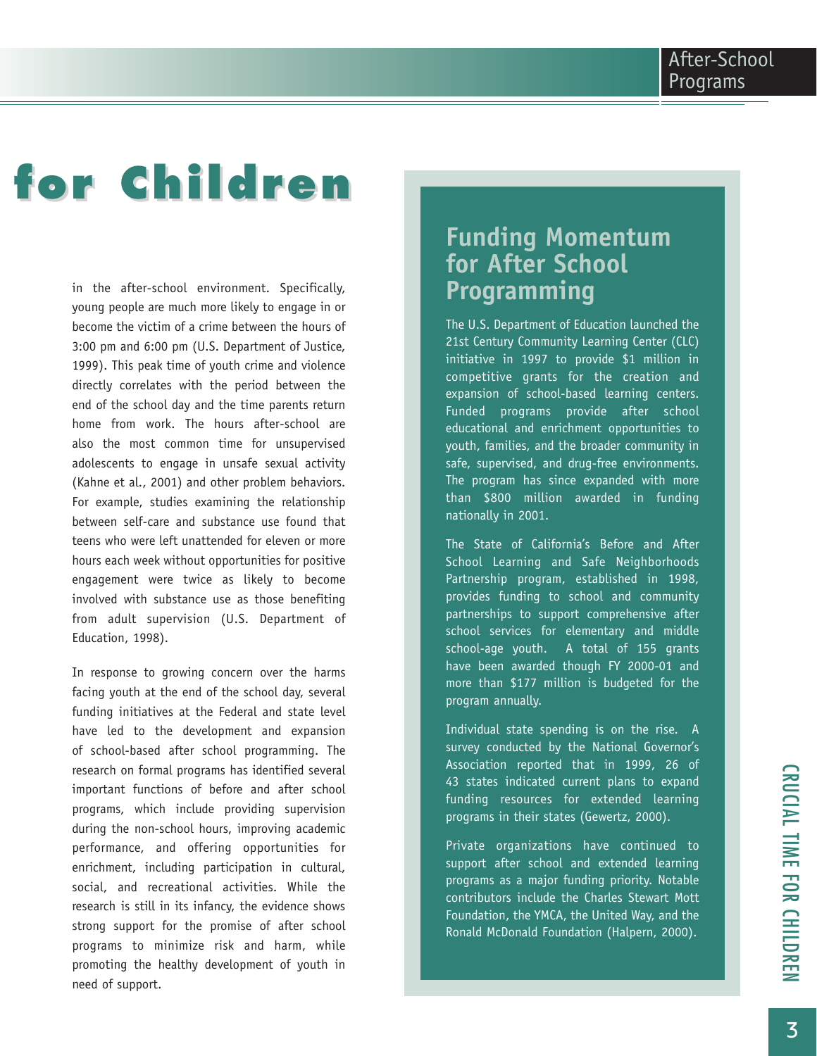# for Children

in the after-school environment. Specifically, young people are much more likely to engage in or become the victim of a crime between the hours of 3:00 pm and 6:00 pm (U.S. Department of Justice, 1999). This peak time of youth crime and violence directly correlates with the period between the end of the school day and the time parents return home from work. The hours after-school are also the most common time for unsupervised adolescents to engage in unsafe sexual activity (Kahne et al., 2001) and other problem behaviors. For example, studies examining the relationship between self-care and substance use found that teens who were left unattended for eleven or more hours each week without opportunities for positive engagement were twice as likely to become involved with substance use as those benefiting from adult supervision (U.S. Department of Education, 1998).

In response to growing concern over the harms facing youth at the end of the school day, several funding initiatives at the Federal and state level have led to the development and expansion of school-based after school programming. The research on formal programs has identified several important functions of before and after school programs, which include providing supervision during the non-school hours, improving academic performance, and offering opportunities for enrichment, including participation in cultural, social, and recreational activities. While the research is still in its infancy, the evidence shows strong support for the promise of after school programs to minimize risk and harm, while promoting the healthy development of youth in need of support.

## Funding Momentum for After School Programming

The U.S. Department of Education launched the 21st Century Community Learning Center (CLC) initiative in 1997 to provide $1 million in competitive grants for the creation and expansion of school-based learning centers. Funded programs provide after school educational and enrichment opportunities to youth, families, and the broader community in safe, supervised, and drug-free environments. The program has since expanded with more than $800 million awarded in funding nationally in 2001.

The State of California's Before and After School Learning and Safe Neighborhoods Partnership program, established in 1998, provides funding to school and community partnerships to support comprehensive after school services for elementary and middle school-age youth. A total of 155 grants have been awarded though FY 2000-01 and more than $177 million is budgeted for the program annually.

Individual state spending is on the rise. A survey conducted by the National Governor's Association reported that in 1999, 26 of 43 states indicated current plans to expand funding resources for extended learning programs in their states (Gewertz, 2000).

Private organizations have continued to support after school and extended learning programs as a major funding priority. Notable contributors include the Charles Stewart Mott Foundation, the YMCA, the United Way, and the Ronald McDonald Foundation (Halpern, 2000).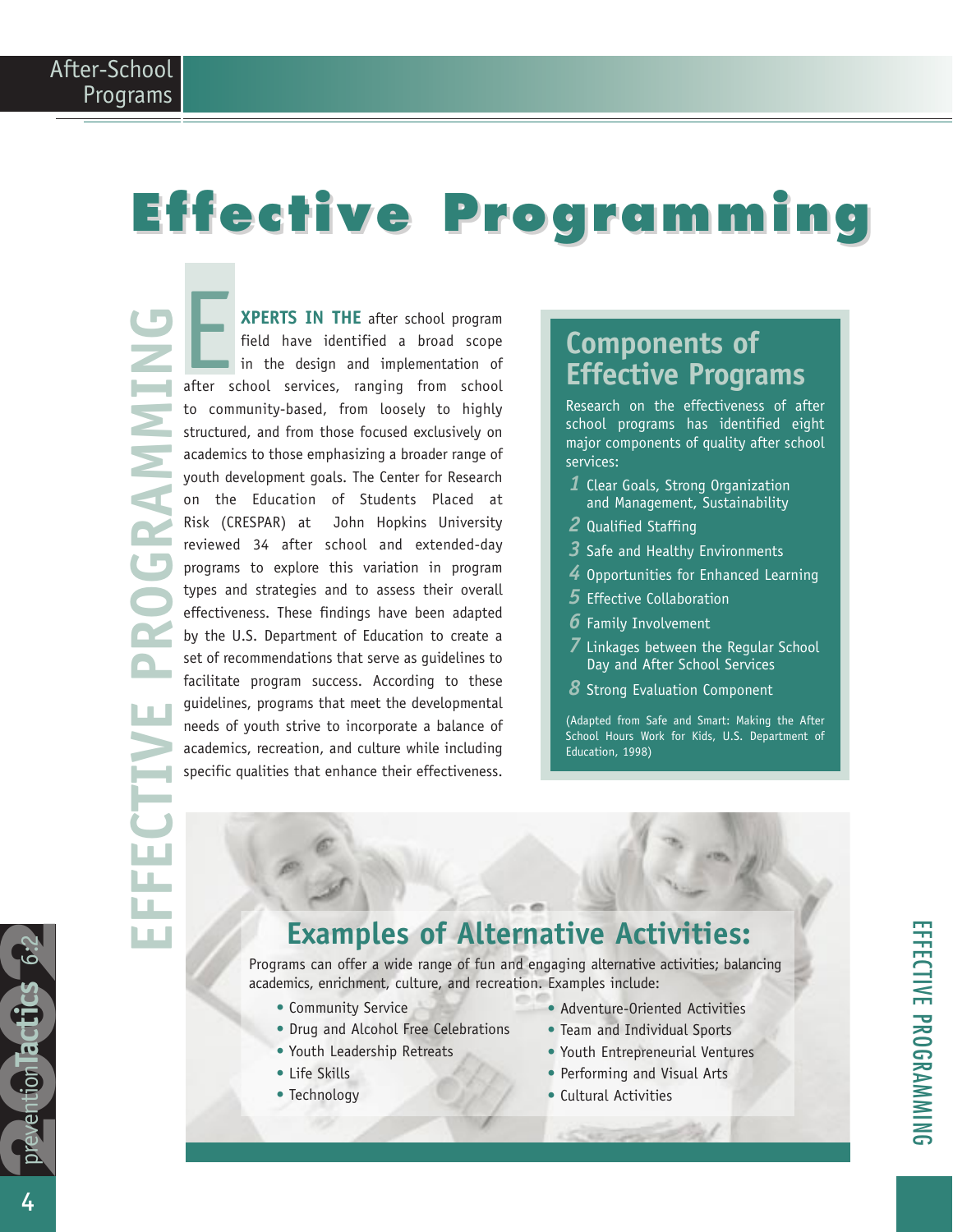# Effective Programming

EXPERTS IN THE after school program field have identified a broad scope in the design and implementation of after school services, ranging from school to community-based, from loosely to highly structured, and from those focused exclusively on academics to those emphasizing a broader range of youth development goals. The Center for Research on the Education of Students Placed at Risk (CRESPAR) at John Hopkins University reviewed 34 after school and extended-day programs to explore this variation in program types and strategies and to assess their overall effectiveness. These findings have been adapted by the U.S. Department of Education to create a set of recommendations that serve as guidelines to facilitate program success. According to these guidelines, programs that meet the developmental needs of youth strive to incorporate a balance of academics, recreation, and culture while including specific qualities that enhance their effectiveness.

## Components of Effective Programs

Research on the effectiveness of after school programs has identified eight major components of quality after school services:

1. Clear Goals, Strong Organization and Management, Sustainability
2. Qualified Staffing
3. Safe and Healthy Environments
4. Opportunities for Enhanced Learning
5. Effective Collaboration
6. Family Involvement
7. Linkages between the Regular School Day and After School Services
8. Strong Evaluation Component

(Adapted from Safe and Smart: Making the After School Hours Work for Kids, U.S. Department of Education, 1998)

## Examples of Alternative Activities:

Programs can offer a wide range of fun and engaging alternative activities; balancing academics, enrichment, culture, and recreation. Examples include:

- Community Service
- Drug and Alcohol Free Celebrations
- Youth Leadership Retreats
- Life Skills
- Technology
- Adventure-Oriented Activities
- Team and Individual Sports
- Youth Entrepreneurial Ventures
- Performing and Visual Arts
- Cultural Activities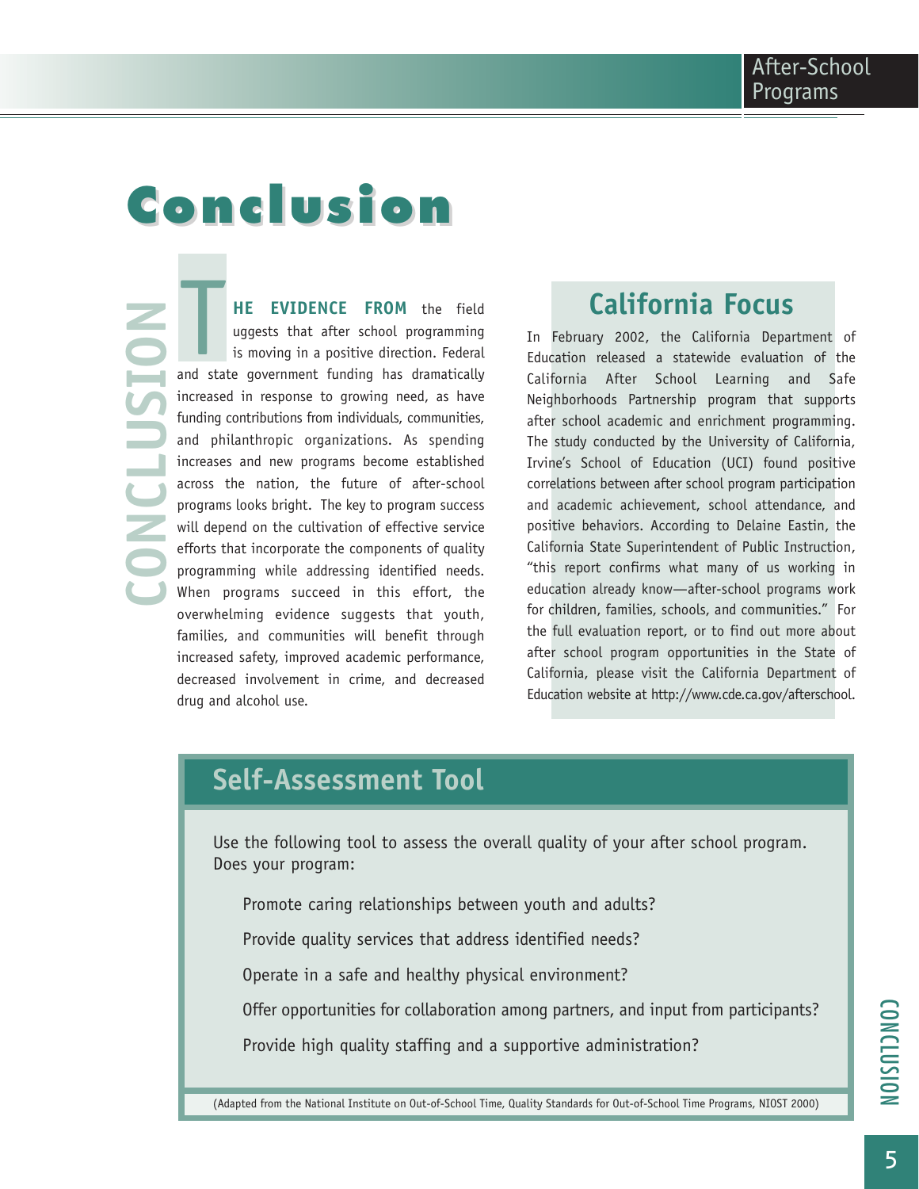# Conclusion

**THE EVIDENCE FROM** the field suggests that after school programming is moving in a positive direction. Federal and state government funding has dramatically increased in response to growing need, as have funding contributions from individuals, communities, and philanthropic organizations. As spending increases and new programs become established across the nation, the future of after-school programs looks bright. The key to program success will depend on the cultivation of effective service efforts that incorporate the components of quality programming while addressing identified needs. When programs succeed in this effort, the overwhelming evidence suggests that youth, families, and communities will benefit through increased safety, improved academic performance, decreased involvement in crime, and decreased drug and alcohol use.

## California Focus

In February 2002, the California Department of Education released a statewide evaluation of the California After School Learning and Safe Neighborhoods Partnership program that supports after school academic and enrichment programming. The study conducted by the University of California, Irvine's School of Education (UCI) found positive correlations between after school program participation and academic achievement, school attendance, and positive behaviors. According to Delaine Eastin, the California State Superintendent of Public Instruction, "this report confirms what many of us working in education already know—after-school programs work for children, families, schools, and communities." For the full evaluation report, or to find out more about after school program opportunities in the State of California, please visit the California Department of Education website at http://www.cde.ca.gov/afterschool.

## Self-Assessment Tool

Use the following tool to assess the overall quality of your after school program. Does your program:

- Promote caring relationships between youth and adults?
- Provide quality services that address identified needs?
- Operate in a safe and healthy physical environment?
- Offer opportunities for collaboration among partners, and input from participants?
- Provide high quality staffing and a supportive administration?

(Adapted from the National Institute on Out-of-School Time, Quality Standards for Out-of-School Time Programs, NIOST 2000)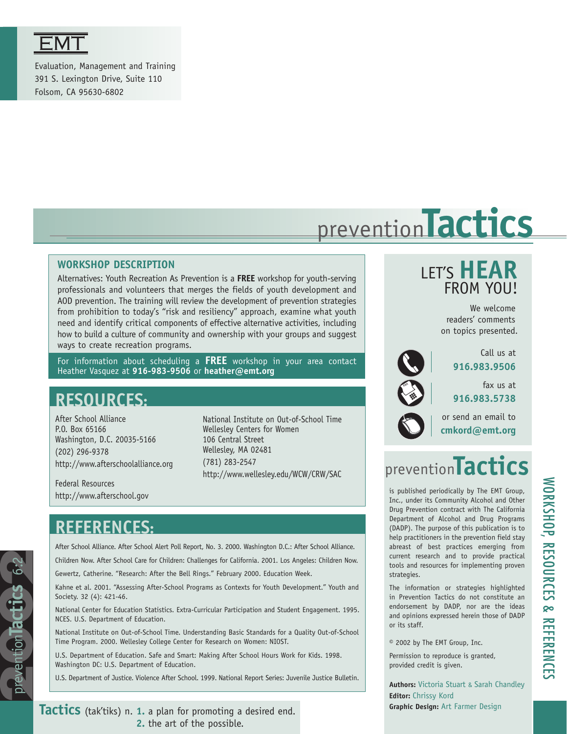EMT

Evaluation, Management and Training
391 S. Lexington Drive, Suite 110
Folsom, CA 95630-6802

# prevention**Tactics**

## WORKSHOP DESCRIPTION

Alternatives: Youth Recreation As Prevention is a **FREE** workshop for youth-serving professionals and volunteers that merges the fields of youth development and AOD prevention. The training will review the development of prevention strategies from prohibition to today's "risk and resiliency" approach, examine what youth need and identify critical components of effective alternative activities, including how to build a culture of community and ownership with your groups and suggest ways to create recreation programs.

For information about scheduling a **FREE** workshop in your area contact Heather Vasquez at **916-983-9506** or **heather@emt.org**

## RESOURCES:

After School Alliance
P.O. Box 65166
Washington, D.C. 20035-5166
(202) 296-9378
http://www.afterschoolalliance.org

Federal Resources
http://www.afterschool.gov

National Institute on Out-of-School Time
Wellesley Centers for Women
106 Central Street
Wellesley, MA 02481
(781) 283-2547
http://www.wellesley.edu/WCW/CRW/SAC

## REFERENCES:

After School Alliance. After School Alert Poll Report, No. 3. 2000. Washington D.C.: After School Alliance.

Children Now. After School Care for Children: Challenges for California. 2001. Los Angeles: Children Now.

Gewertz, Catherine. "Research: After the Bell Rings." February 2000. Education Week.

Kahne et al. 2001. "Assessing After-School Programs as Contexts for Youth Development." Youth and Society. 32 (4): 421-46.

National Center for Education Statistics. Extra-Curricular Participation and Student Engagement. 1995. NCES. U.S. Department of Education.

National Institute on Out-of-School Time. Understanding Basic Standards for a Quality Out-of-School Time Program. 2000. Wellesley College Center for Research on Women: NIOST.

U.S. Department of Education. Safe and Smart: Making After School Hours Work for Kids. 1998. Washington DC: U.S. Department of Education.

U.S. Department of Justice. Violence After School. 1999. National Report Series: Juvenile Justice Bulletin.

**Tactics** (tak'tiks) n. **1.** a plan for promoting a desired end. **2.** the art of the possible.

## LET'S **HEAR** FROM YOU!

We welcome readers' comments on topics presented.

Call us at **916.983.9506**

fax us at **916.983.5738**

or send an email to **cmkord@emt.org**

## prevention**Tactics**

is published periodically by The EMT Group, Inc., under its Community Alcohol and Other Drug Prevention contract with The California Department of Alcohol and Drug Programs (DADP). The purpose of this publication is to help practitioners in the prevention field stay abreast of best practices emerging from current research and to provide practical tools and resources for implementing proven strategies.

The information or strategies highlighted in Prevention Tactics do not constitute an endorsement by DADP, nor are the ideas and opinions expressed herein those of DADP or its staff.

© 2002 by The EMT Group, Inc.

Permission to reproduce is granted, provided credit is given.

**Authors:** Victoria Stuart & Sarah Chandley
**Editor:** Chrissy Kord
**Graphic Design:** Art Farmer Design